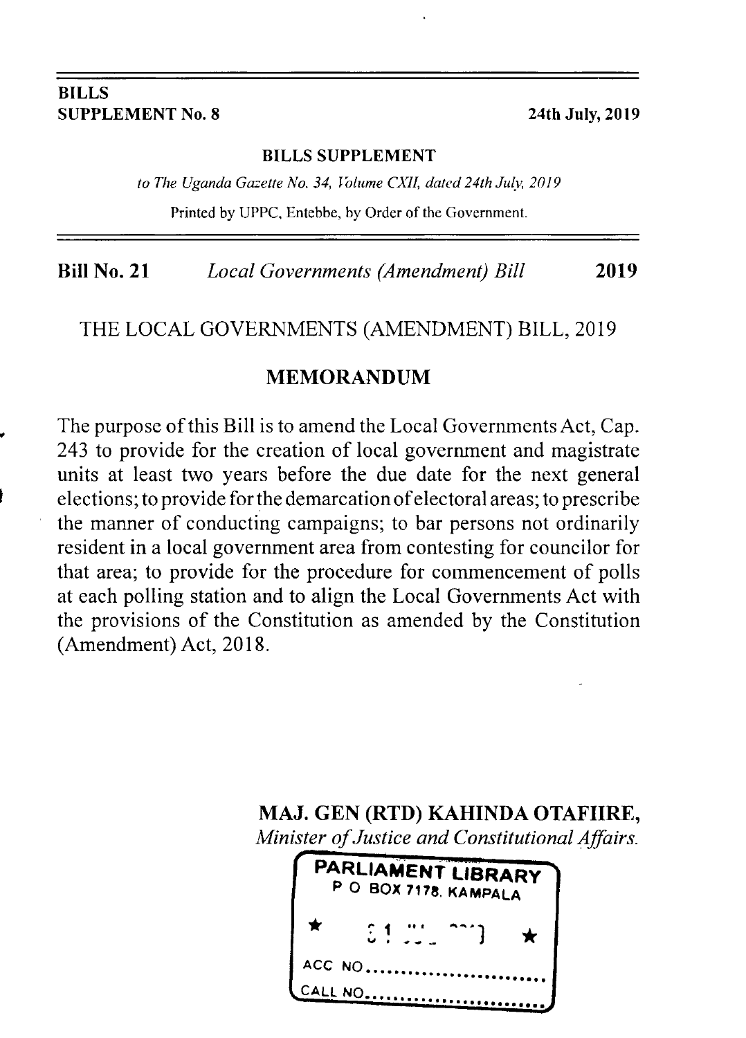**BILLS**
**SUPPLEMENT No. 8** **24th July, 2019**

**BILLS SUPPLEMENT**

*to The Uganda Gazette No. 34, Volume CXII, dated 24th July, 2019*

Printed by UPPC, Entebbe, by Order of the Government.

**Bill No. 21** *Local Governments (Amendment) Bill* **2019**

# THE LOCAL GOVERNMENTS (AMENDMENT) BILL, 2019

## MEMORANDUM

The purpose of this Bill is to amend the Local Governments Act, Cap. 243 to provide for the creation of local government and magistrate units at least two years before the due date for the next general elections; to provide for the demarcation of electoral areas; to prescribe the manner of conducting campaigns; to bar persons not ordinarily resident in a local government area from contesting for councilor for that area; to provide for the procedure for commencement of polls at each polling station and to align the Local Governments Act with the provisions of the Constitution as amended by the Constitution (Amendment) Act, 2018.

**MAJ. GEN (RTD) KAHINDA OTAFIIRE,**
*Minister of Justice and Constitutional Affairs.*

PARLIAMENT LIBRARY
P O BOX 7178, KAMPALA
ACC NO............................
CALL NO...........................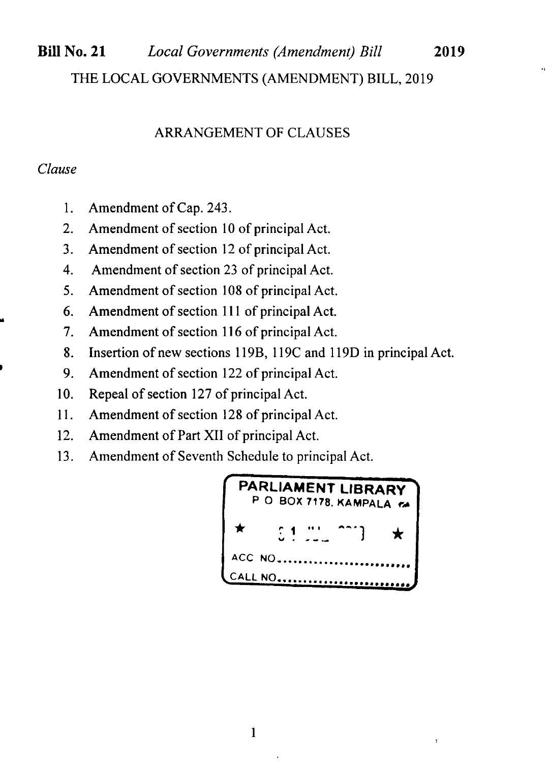THE LOCAL GOVERNMENTS (AMENDMENT) BILL, 2019

## ARRANGEMENT OF CLAUSES

*Clause*

1. Amendment of Cap. 243.
2. Amendment of section 10 of principal Act.
3. Amendment of section 12 of principal Act.
4. Amendment of section 23 of principal Act.
5. Amendment of section 108 of principal Act.
6. Amendment of section 111 of principal Act.
7. Amendment of section 116 of principal Act.
8. Insertion of new sections 119B, 119C and 119D in principal Act.
9. Amendment of section 122 of principal Act.
10. Repeal of section 127 of principal Act.
11. Amendment of section 128 of principal Act.
12. Amendment of Part XII of principal Act.
13. Amendment of Seventh Schedule to principal Act.

PARLIAMENT LIBRARY
P O BOX 7178, KAMPALA

ACC NO.........................

CALL NO.........................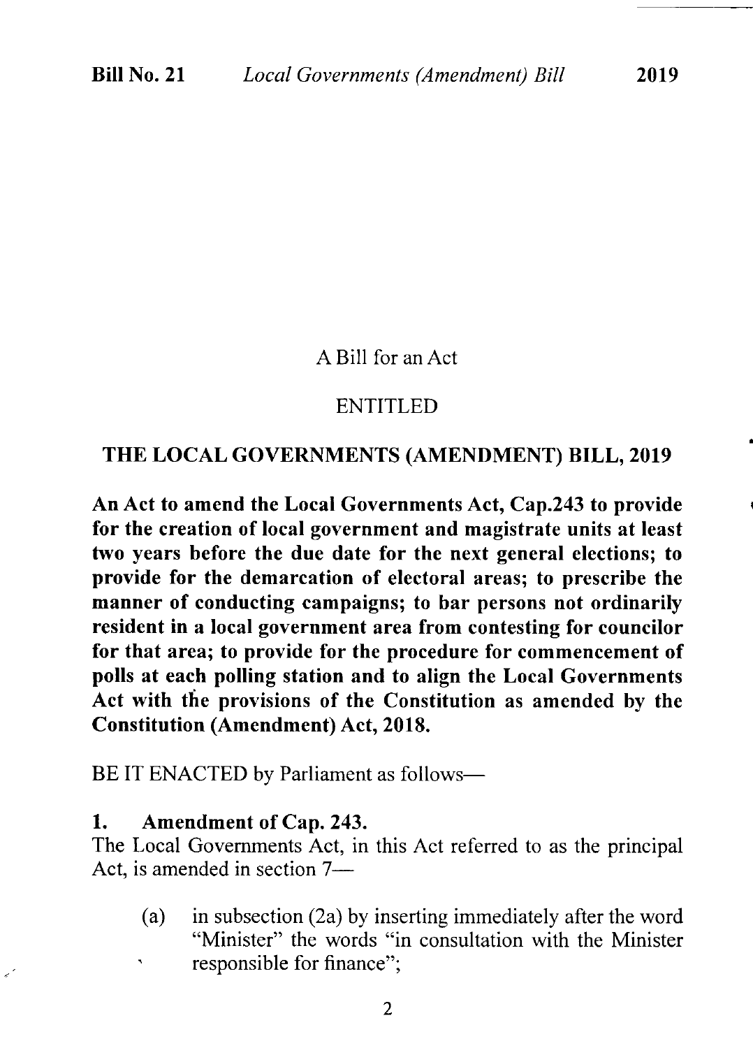A Bill for an Act

ENTITLED

## THE LOCAL GOVERNMENTS (AMENDMENT) BILL, 2019

**An Act to amend the Local Governments Act, Cap.243 to provide for the creation of local government and magistrate units at least two years before the due date for the next general elections; to provide for the demarcation of electoral areas; to prescribe the manner of conducting campaigns; to bar persons not ordinarily resident in a local government area from contesting for councilor for that area; to provide for the procedure for commencement of polls at each polling station and to align the Local Governments Act with the provisions of the Constitution as amended by the Constitution (Amendment) Act, 2018.**

BE IT ENACTED by Parliament as follows—

**1. Amendment of Cap. 243.**

The Local Governments Act, in this Act referred to as the principal Act, is amended in section 7—

(a) in subsection (2a) by inserting immediately after the word "Minister" the words "in consultation with the Minister responsible for finance";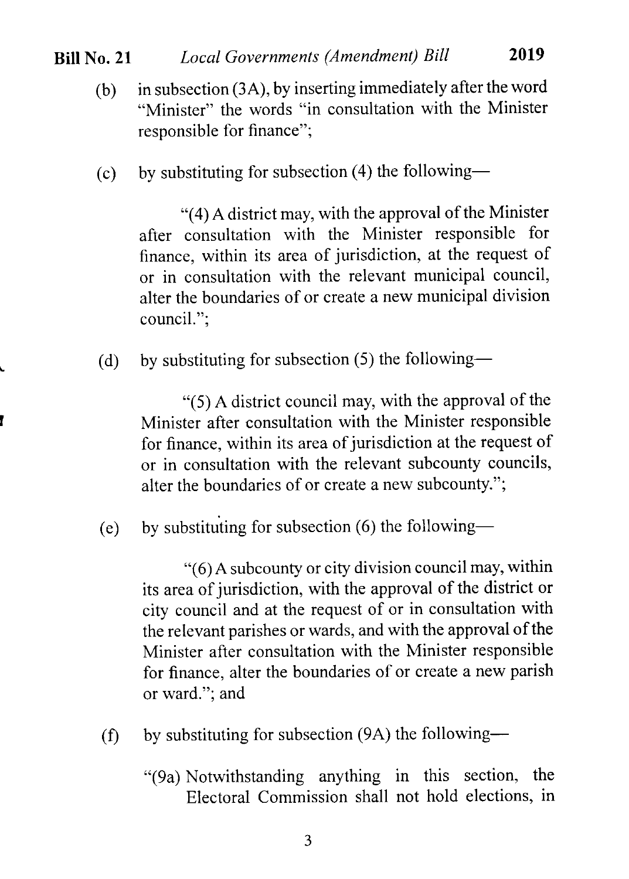(b) in subsection (3A), by inserting immediately after the word "Minister" the words "in consultation with the Minister responsible for finance";

(c) by substituting for subsection (4) the following—

"(4) A district may, with the approval of the Minister after consultation with the Minister responsible for finance, within its area of jurisdiction, at the request of or in consultation with the relevant municipal council, alter the boundaries of or create a new municipal division council.";

(d) by substituting for subsection (5) the following—

"(5) A district council may, with the approval of the Minister after consultation with the Minister responsible for finance, within its area of jurisdiction at the request of or in consultation with the relevant subcounty councils, alter the boundaries of or create a new subcounty.";

(e) by substituting for subsection (6) the following—

"(6) A subcounty or city division council may, within its area of jurisdiction, with the approval of the district or city council and at the request of or in consultation with the relevant parishes or wards, and with the approval of the Minister after consultation with the Minister responsible for finance, alter the boundaries of or create a new parish or ward."; and

(f) by substituting for subsection (9A) the following—

"(9a) Notwithstanding anything in this section, the Electoral Commission shall not hold elections, in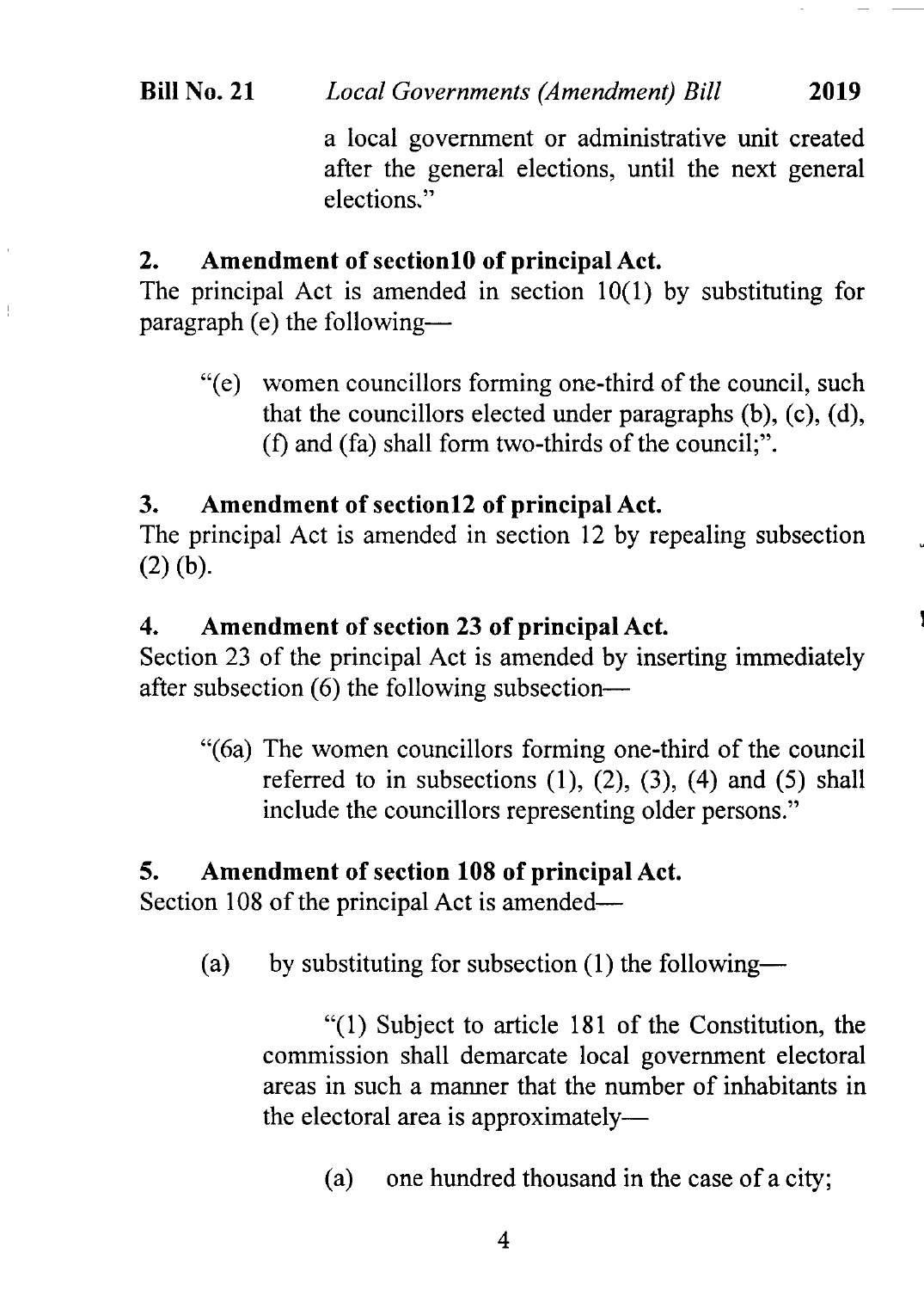a local government or administrative unit created after the general elections, until the next general elections."

**2. Amendment of section10 of principal Act.**

The principal Act is amended in section 10(1) by substituting for paragraph (e) the following—

> "(e) women councillors forming one-third of the council, such that the councillors elected under paragraphs (b), (c), (d), (f) and (fa) shall form two-thirds of the council;".

**3. Amendment of section12 of principal Act.**

The principal Act is amended in section 12 by repealing subsection (2) (b).

**4. Amendment of section 23 of principal Act.**

Section 23 of the principal Act is amended by inserting immediately after subsection (6) the following subsection—

> "(6a) The women councillors forming one-third of the council referred to in subsections (1), (2), (3), (4) and (5) shall include the councillors representing older persons."

**5. Amendment of section 108 of principal Act.**

Section 108 of the principal Act is amended—

(a) by substituting for subsection (1) the following—

> "(1) Subject to article 181 of the Constitution, the commission shall demarcate local government electoral areas in such a manner that the number of inhabitants in the electoral area is approximately—
>
> (a) one hundred thousand in the case of a city;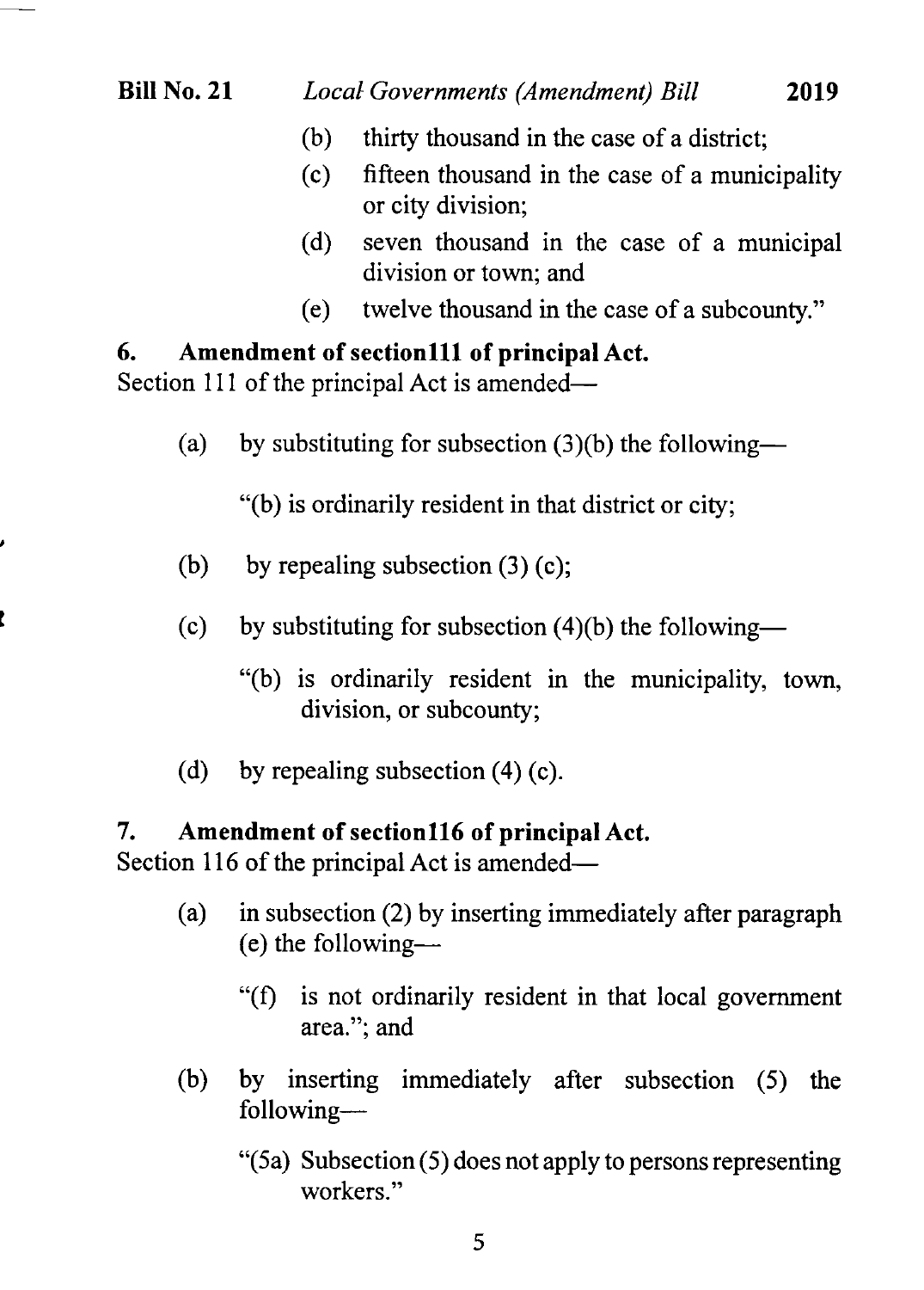(b) thirty thousand in the case of a district;

(c) fifteen thousand in the case of a municipality or city division;

(d) seven thousand in the case of a municipal division or town; and

(e) twelve thousand in the case of a subcounty."

**6. Amendment of section111 of principal Act.**

Section 111 of the principal Act is amended—

(a) by substituting for subsection (3)(b) the following—

"(b) is ordinarily resident in that district or city;

(b) by repealing subsection (3) (c);

(c) by substituting for subsection (4)(b) the following—

"(b) is ordinarily resident in the municipality, town, division, or subcounty;

(d) by repealing subsection (4) (c).

**7. Amendment of section116 of principal Act.**

Section 116 of the principal Act is amended—

(a) in subsection (2) by inserting immediately after paragraph (e) the following—

"(f) is not ordinarily resident in that local government area."; and

(b) by inserting immediately after subsection (5) the following—

"(5a) Subsection (5) does not apply to persons representing workers."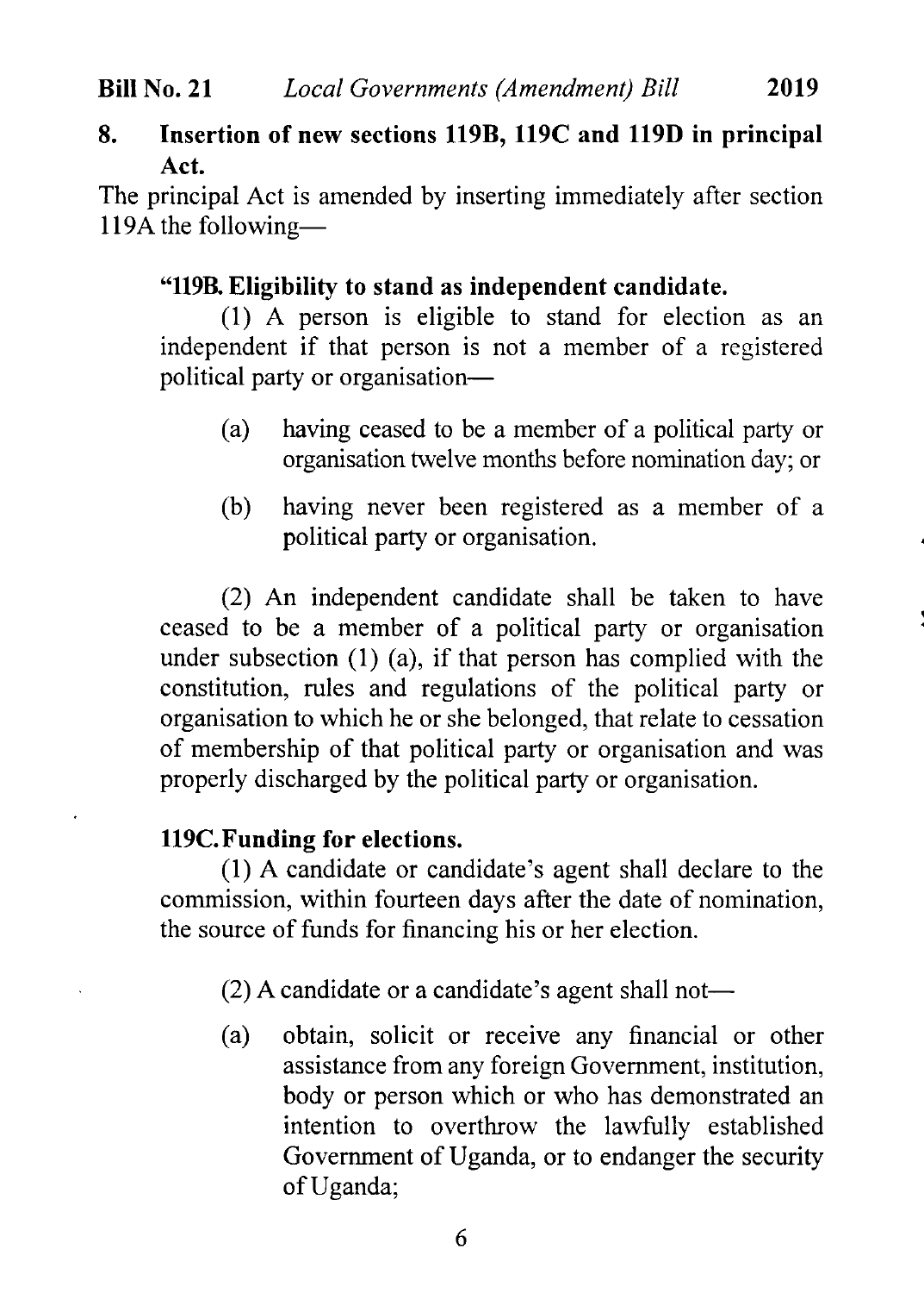## 8. Insertion of new sections 119B, 119C and 119D in principal Act.

The principal Act is amended by inserting immediately after section 119A the following—

**"119B. Eligibility to stand as independent candidate.**

(1) A person is eligible to stand for election as an independent if that person is not a member of a registered political party or organisation—

(a) having ceased to be a member of a political party or organisation twelve months before nomination day; or

(b) having never been registered as a member of a political party or organisation.

(2) An independent candidate shall be taken to have ceased to be a member of a political party or organisation under subsection (1) (a), if that person has complied with the constitution, rules and regulations of the political party or organisation to which he or she belonged, that relate to cessation of membership of that political party or organisation and was properly discharged by the political party or organisation.

**119C. Funding for elections.**

(1) A candidate or candidate's agent shall declare to the commission, within fourteen days after the date of nomination, the source of funds for financing his or her election.

(2) A candidate or a candidate's agent shall not—

(a) obtain, solicit or receive any financial or other assistance from any foreign Government, institution, body or person which or who has demonstrated an intention to overthrow the lawfully established Government of Uganda, or to endanger the security of Uganda;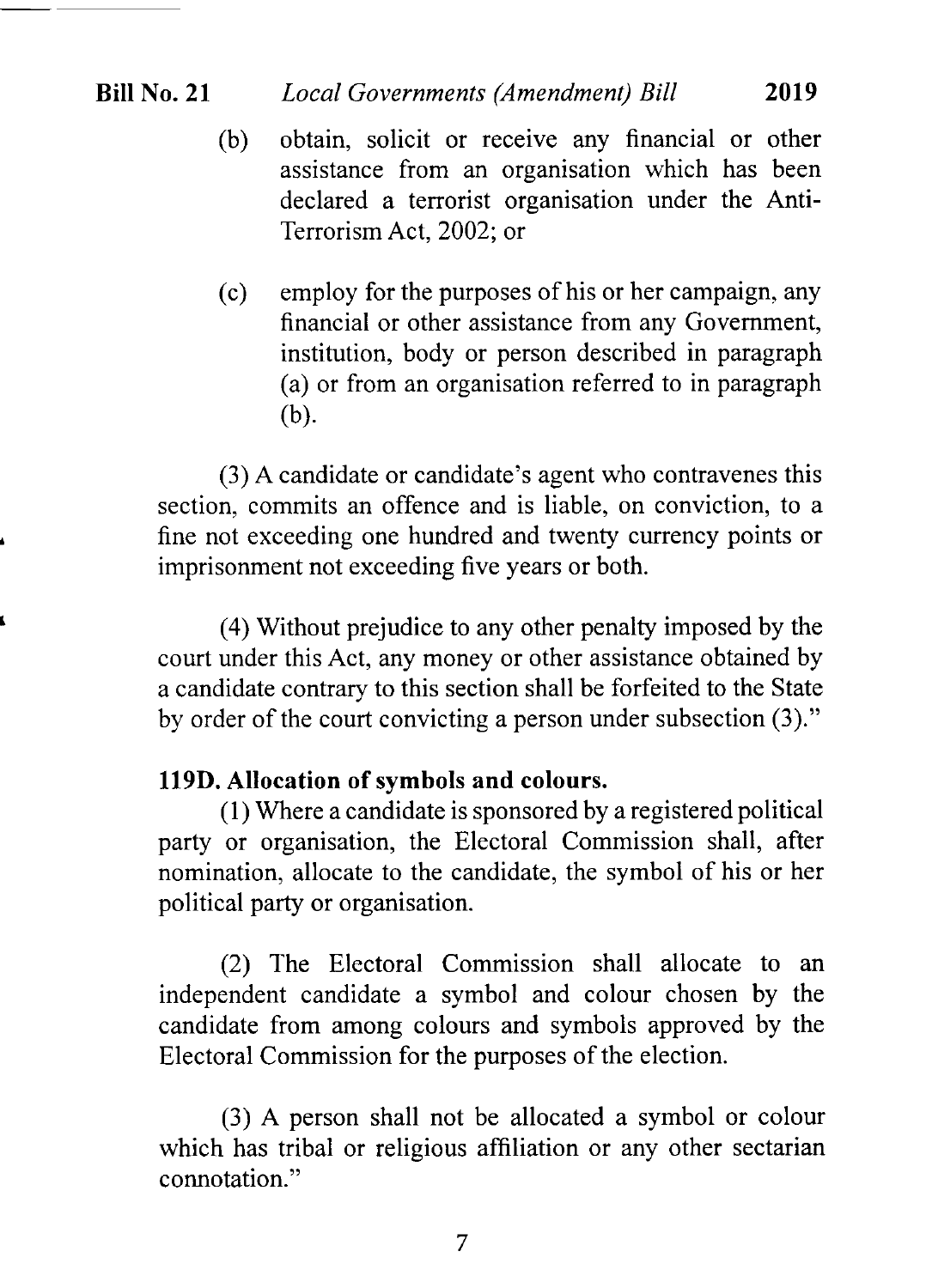(b) obtain, solicit or receive any financial or other assistance from an organisation which has been declared a terrorist organisation under the Anti-Terrorism Act, 2002; or

(c) employ for the purposes of his or her campaign, any financial or other assistance from any Government, institution, body or person described in paragraph (a) or from an organisation referred to in paragraph (b).

(3) A candidate or candidate's agent who contravenes this section, commits an offence and is liable, on conviction, to a fine not exceeding one hundred and twenty currency points or imprisonment not exceeding five years or both.

(4) Without prejudice to any other penalty imposed by the court under this Act, any money or other assistance obtained by a candidate contrary to this section shall be forfeited to the State by order of the court convicting a person under subsection (3)."

**119D. Allocation of symbols and colours.**

(1) Where a candidate is sponsored by a registered political party or organisation, the Electoral Commission shall, after nomination, allocate to the candidate, the symbol of his or her political party or organisation.

(2) The Electoral Commission shall allocate to an independent candidate a symbol and colour chosen by the candidate from among colours and symbols approved by the Electoral Commission for the purposes of the election.

(3) A person shall not be allocated a symbol or colour which has tribal or religious affiliation or any other sectarian connotation."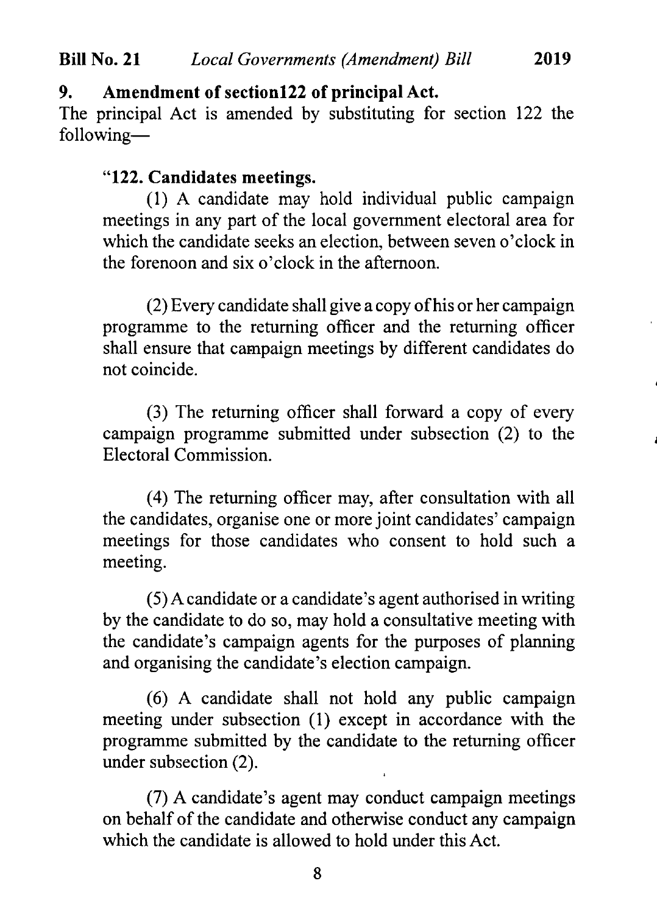## 9. Amendment of section122 of principal Act.

The principal Act is amended by substituting for section 122 the following—

**"122. Candidates meetings.**

(1) A candidate may hold individual public campaign meetings in any part of the local government electoral area for which the candidate seeks an election, between seven o'clock in the forenoon and six o'clock in the afternoon.

(2) Every candidate shall give a copy of his or her campaign programme to the returning officer and the returning officer shall ensure that campaign meetings by different candidates do not coincide.

(3) The returning officer shall forward a copy of every campaign programme submitted under subsection (2) to the Electoral Commission.

(4) The returning officer may, after consultation with all the candidates, organise one or more joint candidates' campaign meetings for those candidates who consent to hold such a meeting.

(5) A candidate or a candidate's agent authorised in writing by the candidate to do so, may hold a consultative meeting with the candidate's campaign agents for the purposes of planning and organising the candidate's election campaign.

(6) A candidate shall not hold any public campaign meeting under subsection (1) except in accordance with the programme submitted by the candidate to the returning officer under subsection (2).

(7) A candidate's agent may conduct campaign meetings on behalf of the candidate and otherwise conduct any campaign which the candidate is allowed to hold under this Act.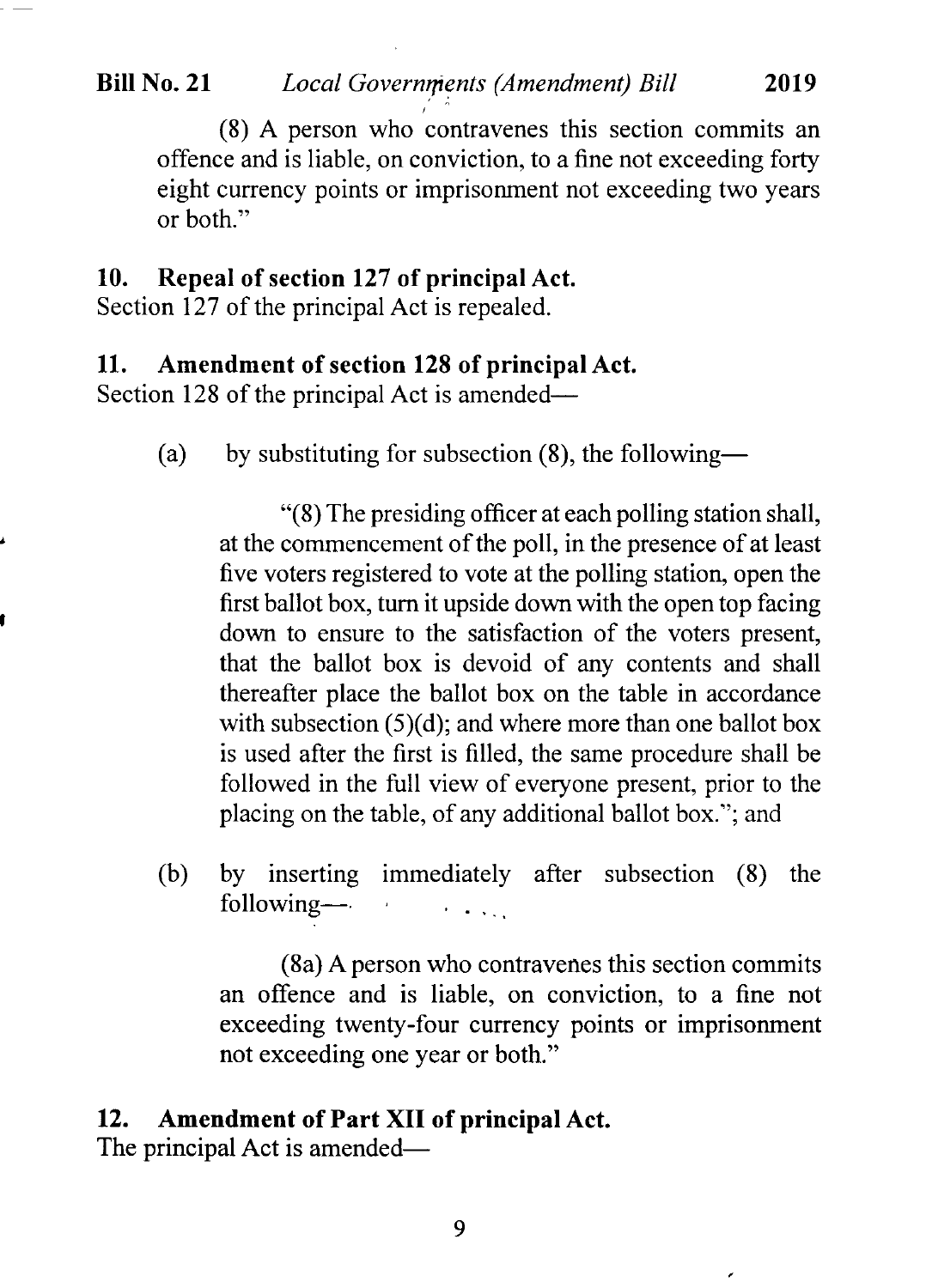(8) A person who contravenes this section commits an offence and is liable, on conviction, to a fine not exceeding forty eight currency points or imprisonment not exceeding two years or both."

**10. Repeal of section 127 of principal Act.**

Section 127 of the principal Act is repealed.

**11. Amendment of section 128 of principal Act.**

Section 128 of the principal Act is amended—

(a) by substituting for subsection (8), the following—

"(8) The presiding officer at each polling station shall, at the commencement of the poll, in the presence of at least five voters registered to vote at the polling station, open the first ballot box, turn it upside down with the open top facing down to ensure to the satisfaction of the voters present, that the ballot box is devoid of any contents and shall thereafter place the ballot box on the table in accordance with subsection (5)(d); and where more than one ballot box is used after the first is filled, the same procedure shall be followed in the full view of everyone present, prior to the placing on the table, of any additional ballot box."; and

(b) by inserting immediately after subsection (8) the following—

(8a) A person who contravenes this section commits an offence and is liable, on conviction, to a fine not exceeding twenty-four currency points or imprisonment not exceeding one year or both."

**12. Amendment of Part XII of principal Act.**

The principal Act is amended—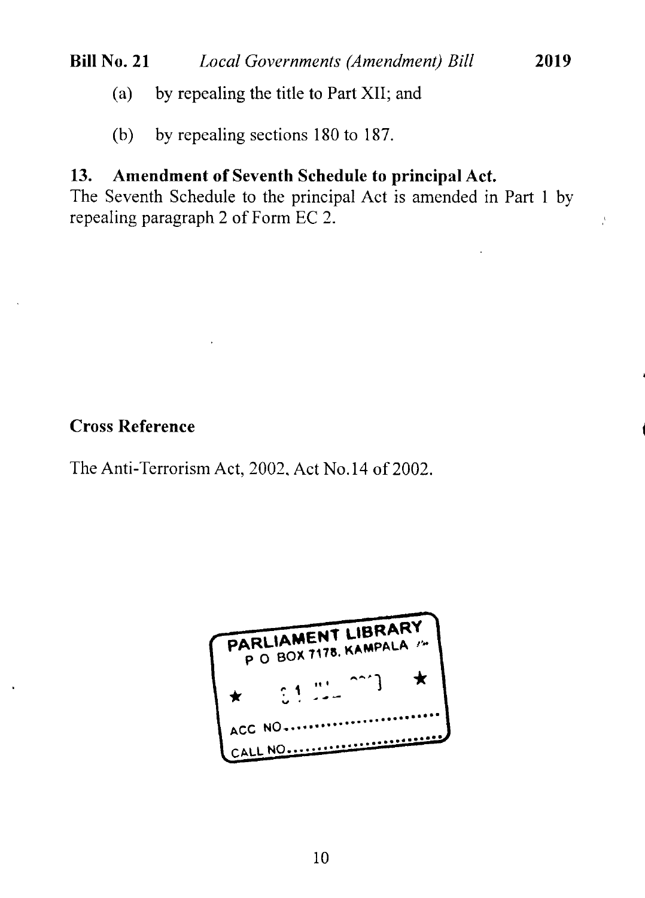(a) by repealing the title to Part XII; and

(b) by repealing sections 180 to 187.

**13. Amendment of Seventh Schedule to principal Act.**

The Seventh Schedule to the principal Act is amended in Part 1 by repealing paragraph 2 of Form EC 2.

**Cross Reference**

The Anti-Terrorism Act, 2002, Act No.14 of 2002.

PARLIAMENT LIBRARY
P O BOX 7178, KAMPALA

ACC NO.......................

CALL NO.......................